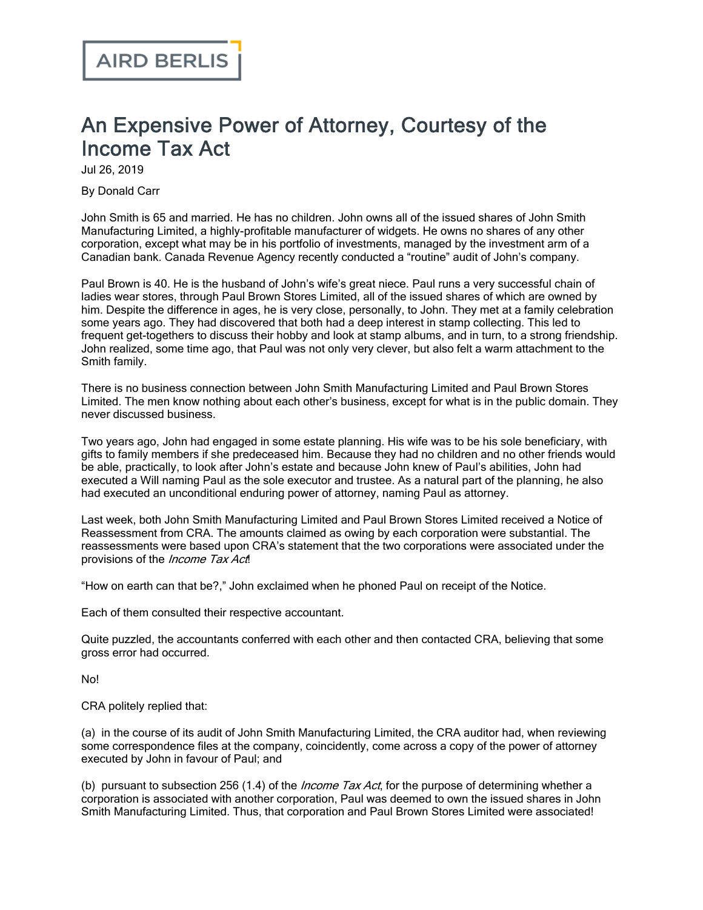AIRD BERLIS

# An Expensive Power of Attorney, Courtesy of the Income Tax Act

Jul 26, 2019

By Donald Carr

John Smith is 65 and married. He has no children. John owns all of the issued shares of John Smith Manufacturing Limited, a highly-profitable manufacturer of widgets. He owns no shares of any other corporation, except what may be in his portfolio of investments, managed by the investment arm of a Canadian bank. Canada Revenue Agency recently conducted a "routine" audit of John's company.

Paul Brown is 40. He is the husband of John's wife's great niece. Paul runs a very successful chain of ladies wear stores, through Paul Brown Stores Limited, all of the issued shares of which are owned by him. Despite the difference in ages, he is very close, personally, to John. They met at a family celebration some years ago. They had discovered that both had a deep interest in stamp collecting. This led to frequent get-togethers to discuss their hobby and look at stamp albums, and in turn, to a strong friendship. John realized, some time ago, that Paul was not only very clever, but also felt a warm attachment to the Smith family.

There is no business connection between John Smith Manufacturing Limited and Paul Brown Stores Limited. The men know nothing about each other's business, except for what is in the public domain. They never discussed business.

Two years ago, John had engaged in some estate planning. His wife was to be his sole beneficiary, with gifts to family members if she predeceased him. Because they had no children and no other friends would be able, practically, to look after John's estate and because John knew of Paul's abilities, John had executed a Will naming Paul as the sole executor and trustee. As a natural part of the planning, he also had executed an unconditional enduring power of attorney, naming Paul as attorney.

Last week, both John Smith Manufacturing Limited and Paul Brown Stores Limited received a Notice of Reassessment from CRA. The amounts claimed as owing by each corporation were substantial. The reassessments were based upon CRA's statement that the two corporations were associated under the provisions of the *Income Tax Act*!

"How on earth can that be?," John exclaimed when he phoned Paul on receipt of the Notice.

Each of them consulted their respective accountant.

Quite puzzled, the accountants conferred with each other and then contacted CRA, believing that some gross error had occurred.

No!

CRA politely replied that:

(a) in the course of its audit of John Smith Manufacturing Limited, the CRA auditor had, when reviewing some correspondence files at the company, coincidently, come across a copy of the power of attorney executed by John in favour of Paul; and

(b) pursuant to subsection 256 (1.4) of the *Income Tax Act*, for the purpose of determining whether a corporation is associated with another corporation, Paul was deemed to own the issued shares in John Smith Manufacturing Limited. Thus, that corporation and Paul Brown Stores Limited were associated!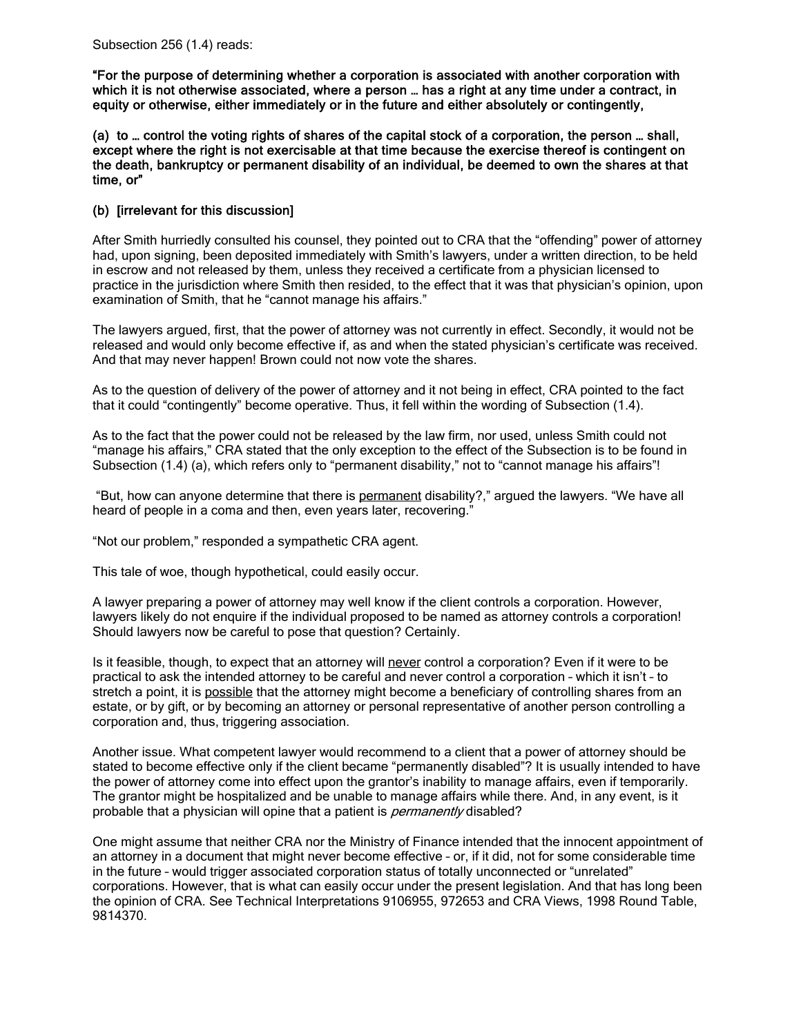Subsection 256 (1.4) reads:

**"For the purpose of determining whether a corporation is associated with another corporation with which it is not otherwise associated, where a person … has a right at any time under a contract, in equity or otherwise, either immediately or in the future and either absolutely or contingently,**

**(a) to … control the voting rights of shares of the capital stock of a corporation, the person … shall, except where the right is not exercisable at that time because the exercise thereof is contingent on the death, bankruptcy or permanent disability of an individual, be deemed to own the shares at that time, or"**

**(b) [irrelevant for this discussion]**

After Smith hurriedly consulted his counsel, they pointed out to CRA that the "offending" power of attorney had, upon signing, been deposited immediately with Smith's lawyers, under a written direction, to be held in escrow and not released by them, unless they received a certificate from a physician licensed to practice in the jurisdiction where Smith then resided, to the effect that it was that physician's opinion, upon examination of Smith, that he "cannot manage his affairs."

The lawyers argued, first, that the power of attorney was not currently in effect. Secondly, it would not be released and would only become effective if, as and when the stated physician's certificate was received. And that may never happen! Brown could not now vote the shares.

As to the question of delivery of the power of attorney and it not being in effect, CRA pointed to the fact that it could "contingently" become operative. Thus, it fell within the wording of Subsection (1.4).

As to the fact that the power could not be released by the law firm, nor used, unless Smith could not "manage his affairs," CRA stated that the only exception to the effect of the Subsection is to be found in Subsection (1.4) (a), which refers only to "permanent disability," not to "cannot manage his affairs"!

"But, how can anyone determine that there is <u>permanent</u> disability?," argued the lawyers. "We have all heard of people in a coma and then, even years later, recovering."

"Not our problem," responded a sympathetic CRA agent.

This tale of woe, though hypothetical, could easily occur.

A lawyer preparing a power of attorney may well know if the client controls a corporation. However, lawyers likely do not enquire if the individual proposed to be named as attorney controls a corporation! Should lawyers now be careful to pose that question? Certainly.

Is it feasible, though, to expect that an attorney will <u>never</u> control a corporation? Even if it were to be practical to ask the intended attorney to be careful and never control a corporation – which it isn't – to stretch a point, it is <u>possible</u> that the attorney might become a beneficiary of controlling shares from an estate, or by gift, or by becoming an attorney or personal representative of another person controlling a corporation and, thus, triggering association.

Another issue. What competent lawyer would recommend to a client that a power of attorney should be stated to become effective only if the client became "permanently disabled"? It is usually intended to have the power of attorney come into effect upon the grantor's inability to manage affairs, even if temporarily. The grantor might be hospitalized and be unable to manage affairs while there. And, in any event, is it probable that a physician will opine that a patient is *permanently* disabled?

One might assume that neither CRA nor the Ministry of Finance intended that the innocent appointment of an attorney in a document that might never become effective – or, if it did, not for some considerable time in the future – would trigger associated corporation status of totally unconnected or "unrelated" corporations. However, that is what can easily occur under the present legislation. And that has long been the opinion of CRA. See Technical Interpretations 9106955, 972653 and CRA Views, 1998 Round Table, 9814370.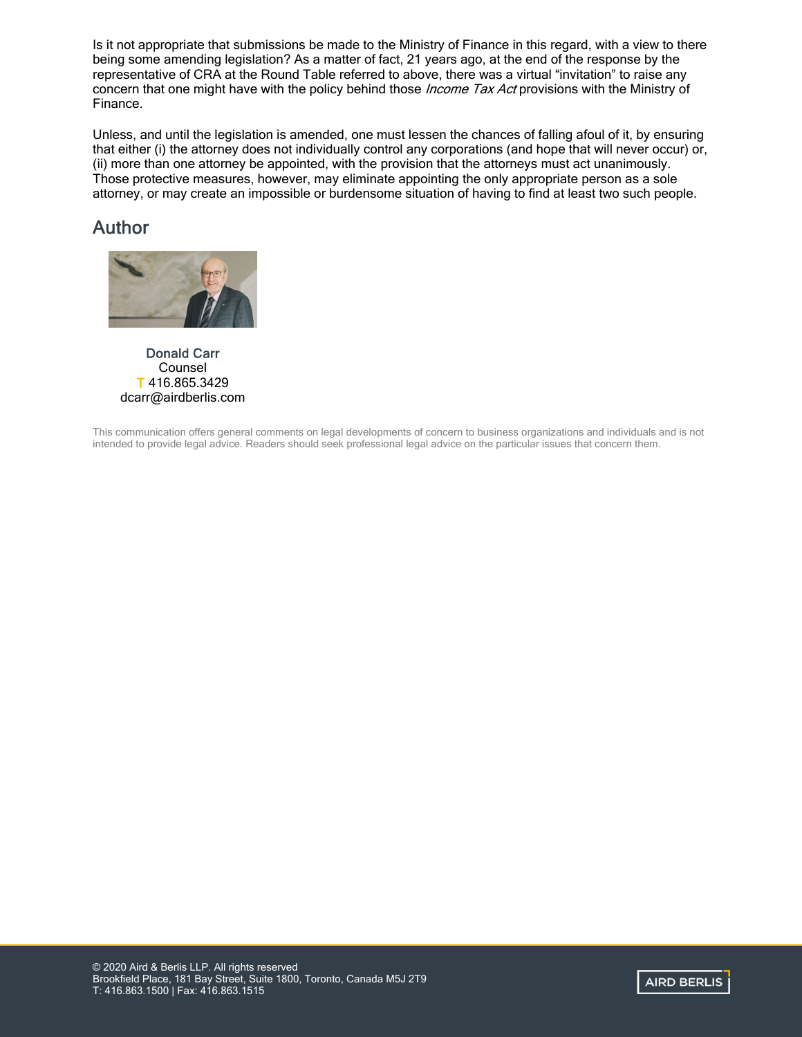Is it not appropriate that submissions be made to the Ministry of Finance in this regard, with a view to there being some amending legislation? As a matter of fact, 21 years ago, at the end of the response by the representative of CRA at the Round Table referred to above, there was a virtual "invitation" to raise any concern that one might have with the policy behind those *Income Tax Act* provisions with the Ministry of Finance.

Unless, and until the legislation is amended, one must lessen the chances of falling afoul of it, by ensuring that either (i) the attorney does not individually control any corporations (and hope that will never occur) or, (ii) more than one attorney be appointed, with the provision that the attorneys must act unanimously. Those protective measures, however, may eliminate appointing the only appropriate person as a sole attorney, or may create an impossible or burdensome situation of having to find at least two such people.

## Author

Donald Carr
Counsel
T 416.865.3429
dcarr@airdberlis.com

This communication offers general comments on legal developments of concern to business organizations and individuals and is not intended to provide legal advice. Readers should seek professional legal advice on the particular issues that concern them.

© 2020 Aird & Berlis LLP. All rights reserved
Brookfield Place, 181 Bay Street, Suite 1800, Toronto, Canada M5J 2T9
T: 416.863.1500 | Fax: 416.863.1515